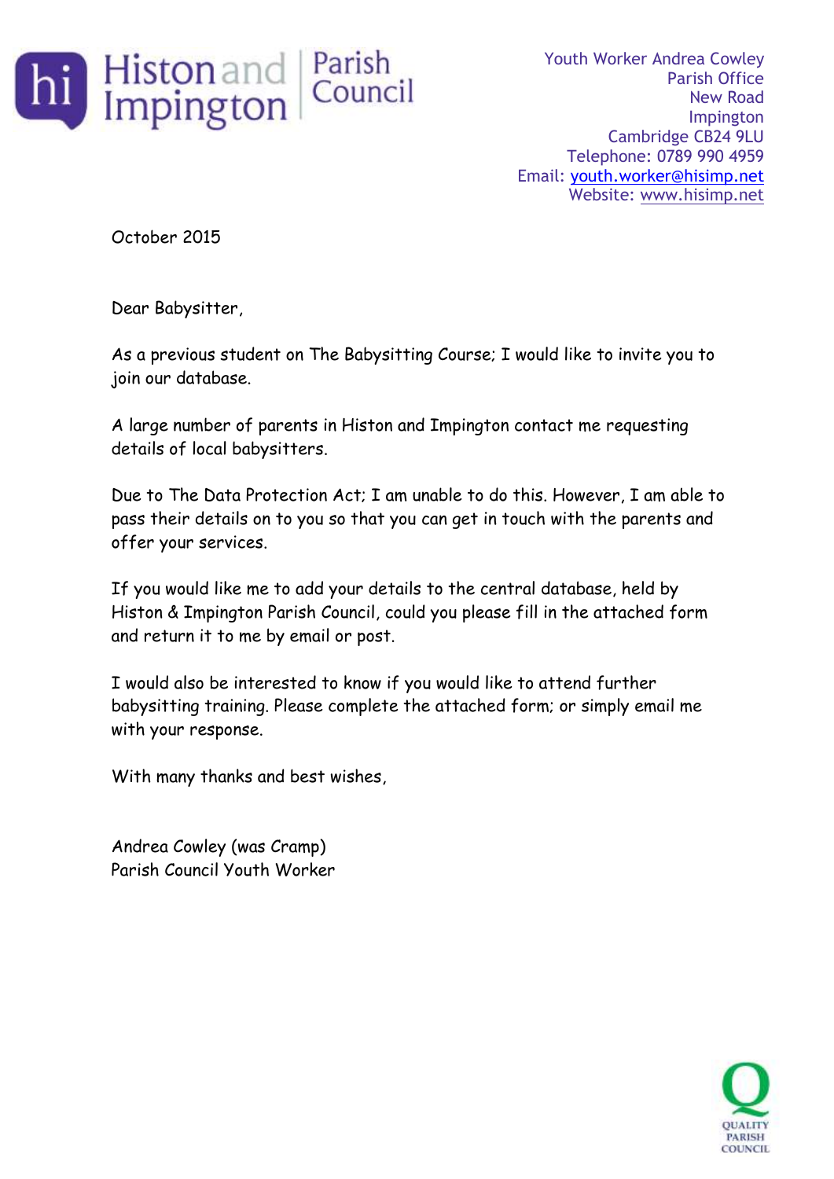Histon and Impington Parish Council

Youth Worker Andrea Cowley
Parish Office
New Road
Impington
Cambridge CB24 9LU
Telephone: 0789 990 4959
Email: youth.worker@hisimp.net
Website: www.hisimp.net

October 2015

Dear Babysitter,

As a previous student on The Babysitting Course; I would like to invite you to join our database.

A large number of parents in Histon and Impington contact me requesting details of local babysitters.

Due to The Data Protection Act; I am unable to do this. However, I am able to pass their details on to you so that you can get in touch with the parents and offer your services.

If you would like me to add your details to the central database, held by Histon & Impington Parish Council, could you please fill in the attached form and return it to me by email or post.

I would also be interested to know if you would like to attend further babysitting training. Please complete the attached form; or simply email me with your response.

With many thanks and best wishes,

Andrea Cowley (was Cramp)
Parish Council Youth Worker

QUALITY PARISH COUNCIL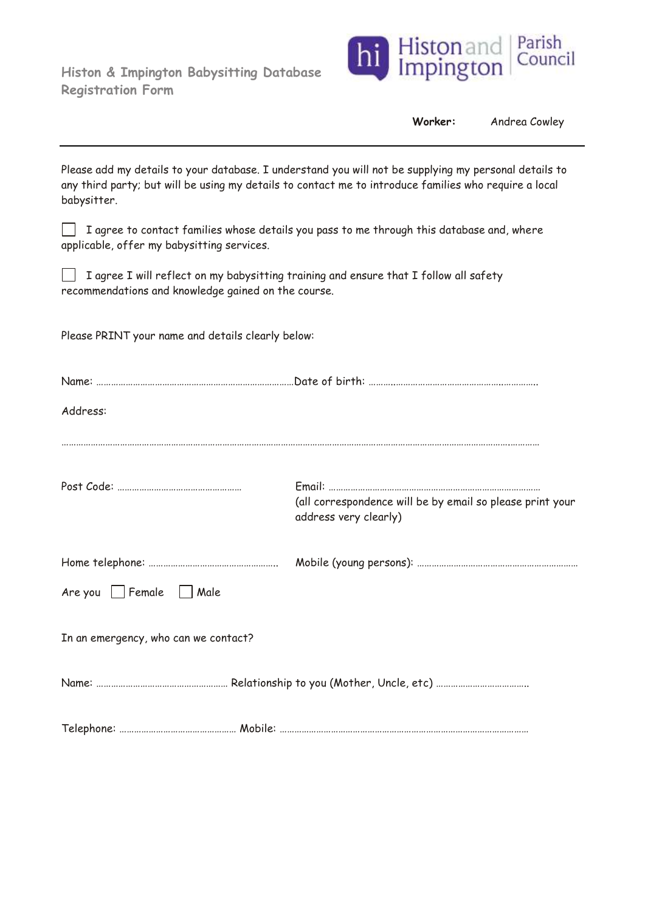## Histon & Impington Babysitting Database Registration Form

Histon and Impington Parish Council

**Worker:** Andrea Cowley

---

Please add my details to your database. I understand you will not be supplying my personal details to any third party; but will be using my details to contact me to introduce families who require a local babysitter.

☐ I agree to contact families whose details you pass to me through this database and, where applicable, offer my babysitting services.

☐ I agree I will reflect on my babysitting training and ensure that I follow all safety recommendations and knowledge gained on the course.

Please PRINT your name and details clearly below:

Name: ………………………………………………………………………… Date of birth: ……………………………………………………………

Address:

……………………………………………………………………………………………………………………………………………………………………

Post Code: …………………………………………… Email: ……………………………………………………………………………
(all correspondence will be by email so please print your address very clearly)

Home telephone: ……………………………………………. Mobile (young persons): …………………………………………………………

Are you ☐ Female ☐ Male

In an emergency, who can we contact?

Name: ……………………………………………… Relationship to you (Mother, Uncle, etc) ……………………………….

Telephone: ………………………………………… Mobile: ……………………………………………………………………………………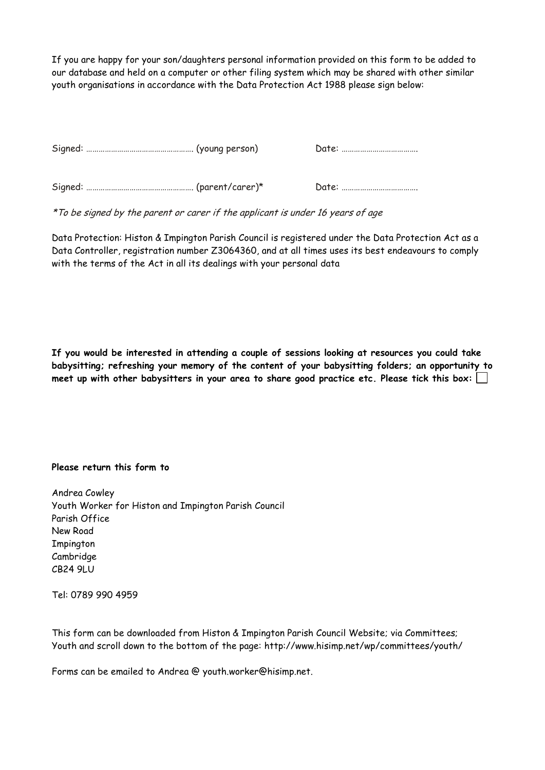If you are happy for your son/daughters personal information provided on this form to be added to our database and held on a computer or other filing system which may be shared with other similar youth organisations in accordance with the Data Protection Act 1988 please sign below:

Signed: ……………………………………………. (young person) Date: ……………………………….

Signed: ……………………………………………. (parent/carer)* Date: ……………………………….

*\*To be signed by the parent or carer if the applicant is under 16 years of age*

Data Protection: Histon & Impington Parish Council is registered under the Data Protection Act as a Data Controller, registration number Z3064360, and at all times uses its best endeavours to comply with the terms of the Act in all its dealings with your personal data

**If you would be interested in attending a couple of sessions looking at resources you could take babysitting; refreshing your memory of the content of your babysitting folders; an opportunity to meet up with other babysitters in your area to share good practice etc. Please tick this box:** ☐

**Please return this form to**

Andrea Cowley
Youth Worker for Histon and Impington Parish Council
Parish Office
New Road
Impington
Cambridge
CB24 9LU

Tel: 0789 990 4959

This form can be downloaded from Histon & Impington Parish Council Website; via Committees; Youth and scroll down to the bottom of the page: http://www.hisimp.net/wp/committees/youth/

Forms can be emailed to Andrea @ youth.worker@hisimp.net.